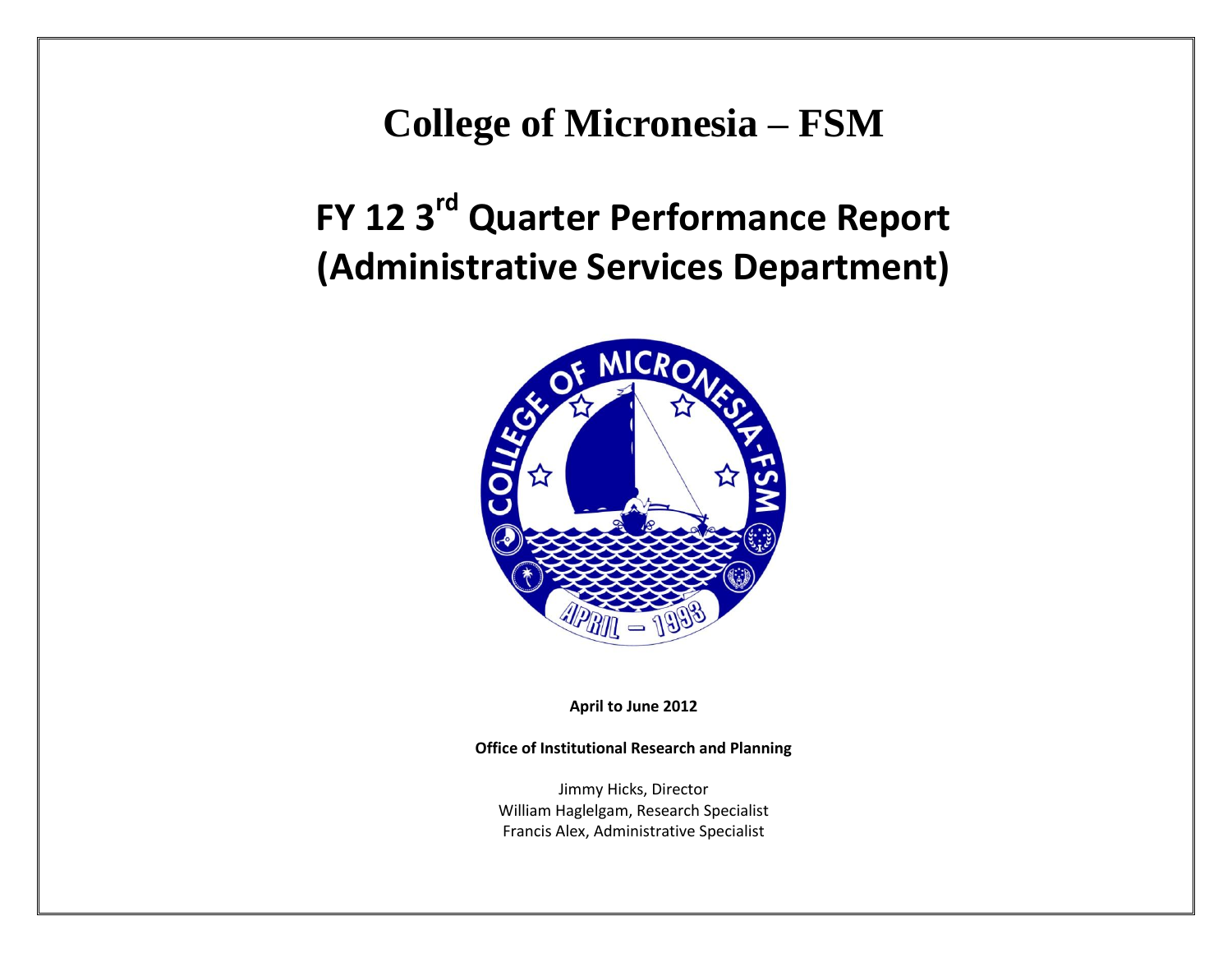# College of Micronesia – FSM

# FY 12 3rd Quarter Performance Report (Administrative Services Department)

**April to June 2012**

**Office of Institutional Research and Planning**

Jimmy Hicks, Director
William Haglelgam, Research Specialist
Francis Alex, Administrative Specialist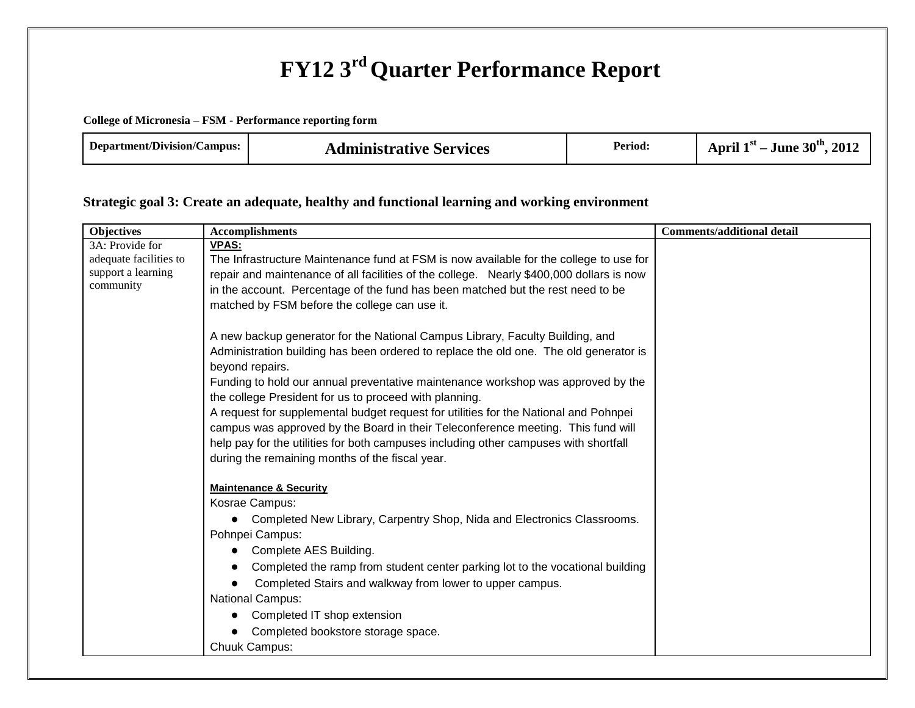# FY12 3rd Quarter Performance Report

**College of Micronesia – FSM - Performance reporting form**

| Department/Division/Campus: | Administrative Services | Period: | April 1st – June 30th, 2012 |
|---|---|---|---|

### Strategic goal 3: Create an adequate, healthy and functional learning and working environment

| Objectives | Accomplishments | Comments/additional detail |
|---|---|---|
| 3A: Provide for adequate facilities to support a learning community | **VPAS:**<br>The Infrastructure Maintenance fund at FSM is now available for the college to use for repair and maintenance of all facilities of the college. Nearly \$400,000 dollars is now in the account. Percentage of the fund has been matched but the rest need to be matched by FSM before the college can use it.<br><br>A new backup generator for the National Campus Library, Faculty Building, and Administration building has been ordered to replace the old one. The old generator is beyond repairs.<br>Funding to hold our annual preventative maintenance workshop was approved by the the college President for us to proceed with planning.<br>A request for supplemental budget request for utilities for the National and Pohnpei campus was approved by the Board in their Teleconference meeting. This fund will help pay for the utilities for both campuses including other campuses with shortfall during the remaining months of the fiscal year.<br><br>**Maintenance & Security**<br>Kosrae Campus:<br>● Completed New Library, Carpentry Shop, Nida and Electronics Classrooms.<br>Pohnpei Campus:<br>● Complete AES Building.<br>● Completed the ramp from student center parking lot to the vocational building<br>● Completed Stairs and walkway from lower to upper campus.<br>National Campus:<br>● Completed IT shop extension<br>● Completed bookstore storage space.<br>Chuuk Campus: | |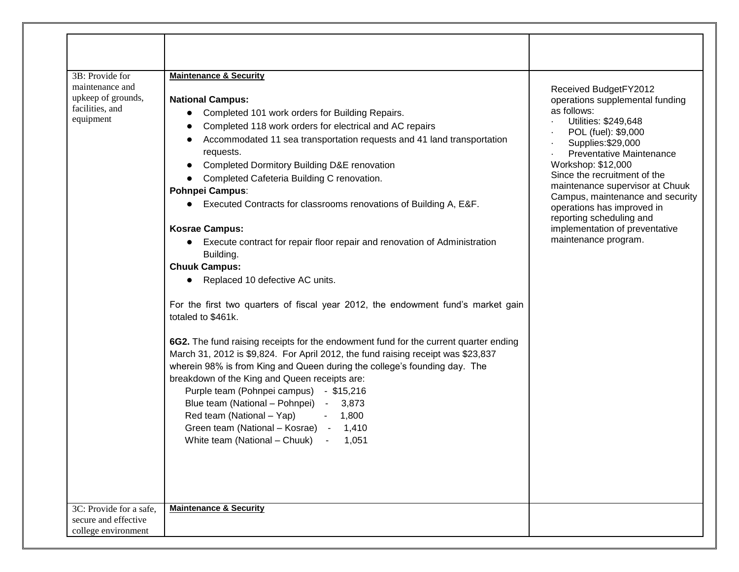| | | |
|---|---|---|
| 3B: Provide for maintenance and upkeep of grounds, facilities, and equipment | **Maintenance & Security**<br><br>**National Campus:**<br>• Completed 101 work orders for Building Repairs.<br>• Completed 118 work orders for electrical and AC repairs<br>• Accommodated 11 sea transportation requests and 41 land transportation requests.<br>• Completed Dormitory Building D&E renovation<br>• Completed Cafeteria Building C renovation.<br>**Pohnpei Campus**:<br>• Executed Contracts for classrooms renovations of Building A, E&F.<br><br>**Kosrae Campus:**<br>• Execute contract for repair floor repair and renovation of Administration Building.<br>**Chuuk Campus:**<br>• Replaced 10 defective AC units.<br><br>For the first two quarters of fiscal year 2012, the endowment fund's market gain totaled to $461k.<br><br>**6G2.** The fund raising receipts for the endowment fund for the current quarter ending March 31, 2012 is $9,824. For April 2012, the fund raising receipt was $23,837 wherein 98% is from King and Queen during the college's founding day. The breakdown of the King and Queen receipts are:<br>Purple team (Pohnpei campus) - $15,216<br>Blue team (National – Pohnpei) - 3,873<br>Red team (National – Yap) - 1,800<br>Green team (National – Kosrae) - 1,410<br>White team (National – Chuuk) - 1,051 | Received BudgetFY2012 operations supplemental funding as follows:<br>· Utilities: $249,648<br>· POL (fuel): $9,000<br>· Supplies:$29,000<br>· Preventative Maintenance Workshop: $12,000<br>Since the recruitment of the maintenance supervisor at Chuuk Campus, maintenance and security operations has improved in reporting scheduling and implementation of preventative maintenance program. |
| 3C: Provide for a safe, secure and effective college environment | **Maintenance & Security** | |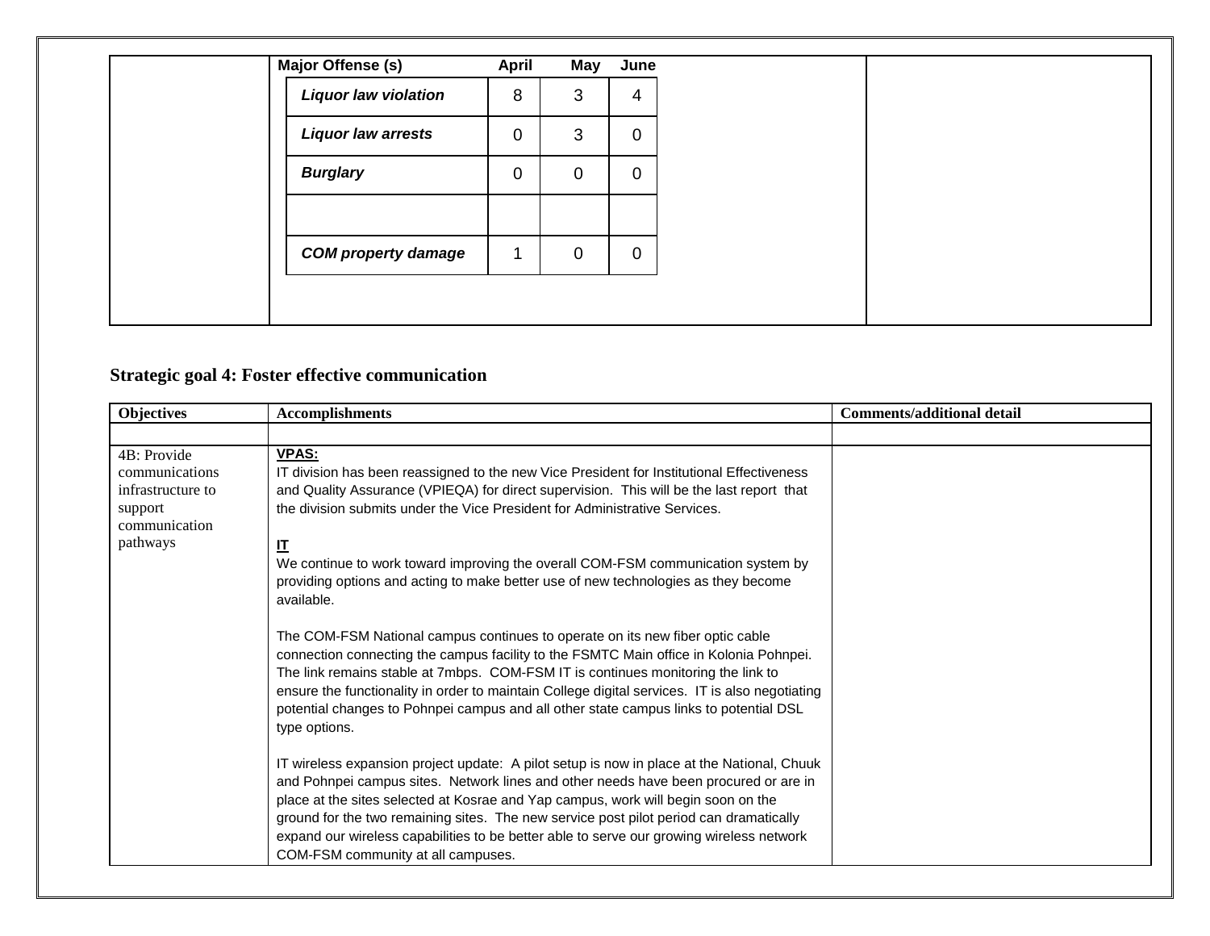| Major Offense (s) | April | May | June |
|---|---|---|---|
| ***Liquor law violation*** | 8 | 3 | 4 |
| ***Liquor law arrests*** | 0 | 3 | 0 |
| ***Burglary*** | 0 | 0 | 0 |
| | | | |
| ***COM property damage*** | 1 | 0 | 0 |

## Strategic goal 4: Foster effective communication

| Objectives | Accomplishments | Comments/additional detail |
|---|---|---|
| | | |
| 4B: Provide communications infrastructure to support communication pathways | **VPAS:**<br>IT division has been reassigned to the new Vice President for Institutional Effectiveness and Quality Assurance (VPIEQA) for direct supervision. This will be the last report that the division submits under the Vice President for Administrative Services.<br><br>**IT**<br>We continue to work toward improving the overall COM-FSM communication system by providing options and acting to make better use of new technologies as they become available.<br><br>The COM-FSM National campus continues to operate on its new fiber optic cable connection connecting the campus facility to the FSMTC Main office in Kolonia Pohnpei. The link remains stable at 7mbps. COM-FSM IT is continues monitoring the link to ensure the functionality in order to maintain College digital services. IT is also negotiating potential changes to Pohnpei campus and all other state campus links to potential DSL type options.<br><br>IT wireless expansion project update: A pilot setup is now in place at the National, Chuuk and Pohnpei campus sites. Network lines and other needs have been procured or are in place at the sites selected at Kosrae and Yap campus, work will begin soon on the ground for the two remaining sites. The new service post pilot period can dramatically expand our wireless capabilities to be better able to serve our growing wireless network COM-FSM community at all campuses. | |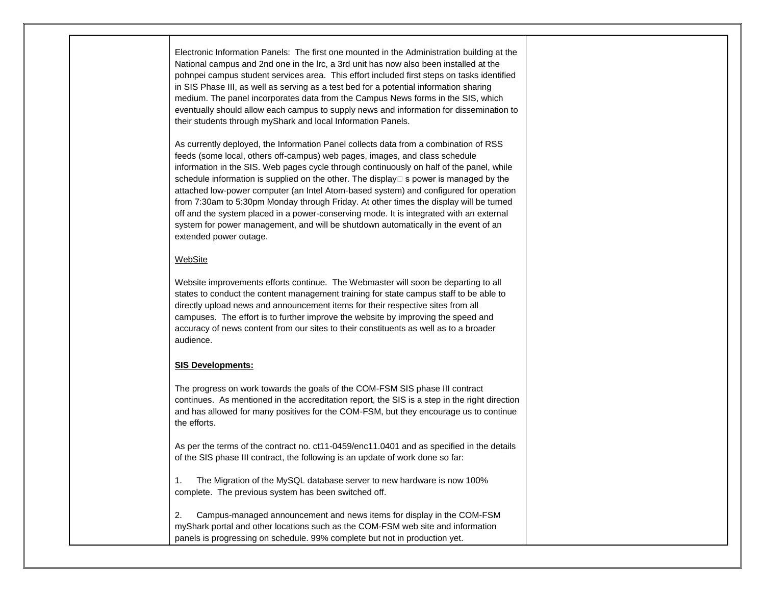| | | |
|---|---|---|
| | Electronic Information Panels: The first one mounted in the Administration building at the National campus and 2nd one in the lrc, a 3rd unit has now also been installed at the pohnpei campus student services area. This effort included first steps on tasks identified in SIS Phase III, as well as serving as a test bed for a potential information sharing medium. The panel incorporates data from the Campus News forms in the SIS, which eventually should allow each campus to supply news and information for dissemination to their students through myShark and local Information Panels.<br><br>As currently deployed, the Information Panel collects data from a combination of RSS feeds (some local, others off-campus) web pages, images, and class schedule information in the SIS. Web pages cycle through continuously on half of the panel, while schedule information is supplied on the other. The display□ s power is managed by the attached low-power computer (an Intel Atom-based system) and configured for operation from 7:30am to 5:30pm Monday through Friday. At other times the display will be turned off and the system placed in a power-conserving mode. It is integrated with an external system for power management, and will be shutdown automatically in the event of an extended power outage.<br><br><u>WebSite</u><br><br>Website improvements efforts continue. The Webmaster will soon be departing to all states to conduct the content management training for state campus staff to be able to directly upload news and announcement items for their respective sites from all campuses. The effort is to further improve the website by improving the speed and accuracy of news content from our sites to their constituents as well as to a broader audience.<br><br>**<u>SIS Developments:</u>**<br><br>The progress on work towards the goals of the COM-FSM SIS phase III contract continues. As mentioned in the accreditation report, the SIS is a step in the right direction and has allowed for many positives for the COM-FSM, but they encourage us to continue the efforts.<br><br>As per the terms of the contract no. ct11-0459/enc11.0401 and as specified in the details of the SIS phase III contract, the following is an update of work done so far:<br><br>1. The Migration of the MySQL database server to new hardware is now 100% complete. The previous system has been switched off.<br><br>2. Campus-managed announcement and news items for display in the COM-FSM myShark portal and other locations such as the COM-FSM web site and information panels is progressing on schedule. 99% complete but not in production yet. | |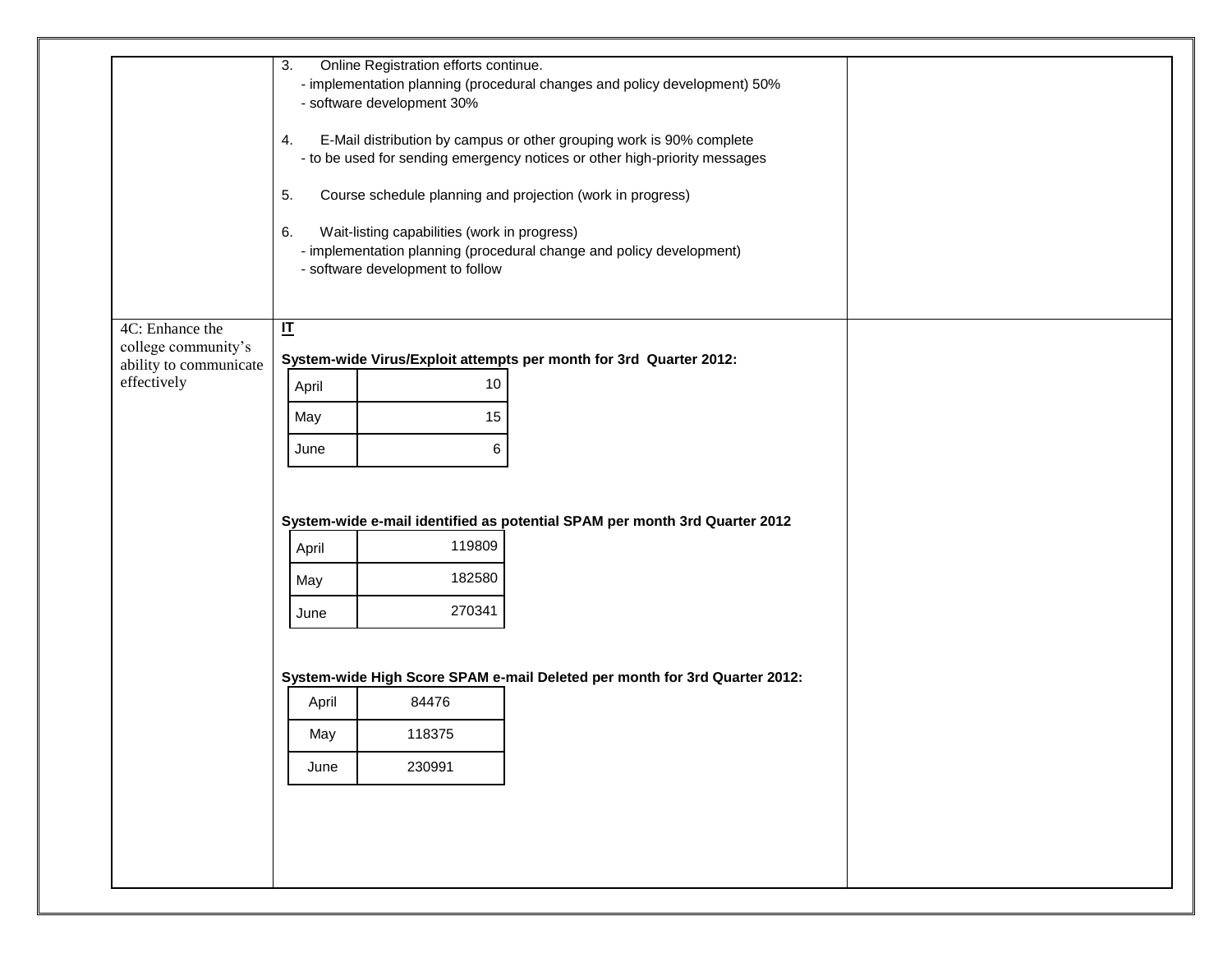| | | |
|---|---|---|
| | 3. Online Registration efforts continue.<br>- implementation planning (procedural changes and policy development) 50%<br>- software development 30%<br><br>4. E-Mail distribution by campus or other grouping work is 90% complete<br>- to be used for sending emergency notices or other high-priority messages<br><br>5. Course schedule planning and projection (work in progress)<br><br>6. Wait-listing capabilities (work in progress)<br>- implementation planning (procedural change and policy development)<br>- software development to follow | |
| 4C: Enhance the college community's ability to communicate effectively | **IT**<br><br>**System-wide Virus/Exploit attempts per month for 3rd Quarter 2012:**<br>April: 10<br>May: 15<br>June: 6<br><br>**System-wide e-mail identified as potential SPAM per month 3rd Quarter 2012**<br>April: 119809<br>May: 182580<br>June: 270341<br><br>**System-wide High Score SPAM e-mail Deleted per month for 3rd Quarter 2012:**<br>April: 84476<br>May: 118375<br>June: 230991 | |

**System-wide Virus/Exploit attempts per month for 3rd Quarter 2012:**

| Month | Count |
|---|---|
| April | 10 |
| May | 15 |
| June | 6 |

**System-wide e-mail identified as potential SPAM per month 3rd Quarter 2012**

| Month | Count |
|---|---|
| April | 119809 |
| May | 182580 |
| June | 270341 |

**System-wide High Score SPAM e-mail Deleted per month for 3rd Quarter 2012:**

| Month | Count |
|---|---|
| April | 84476 |
| May | 118375 |
| June | 230991 |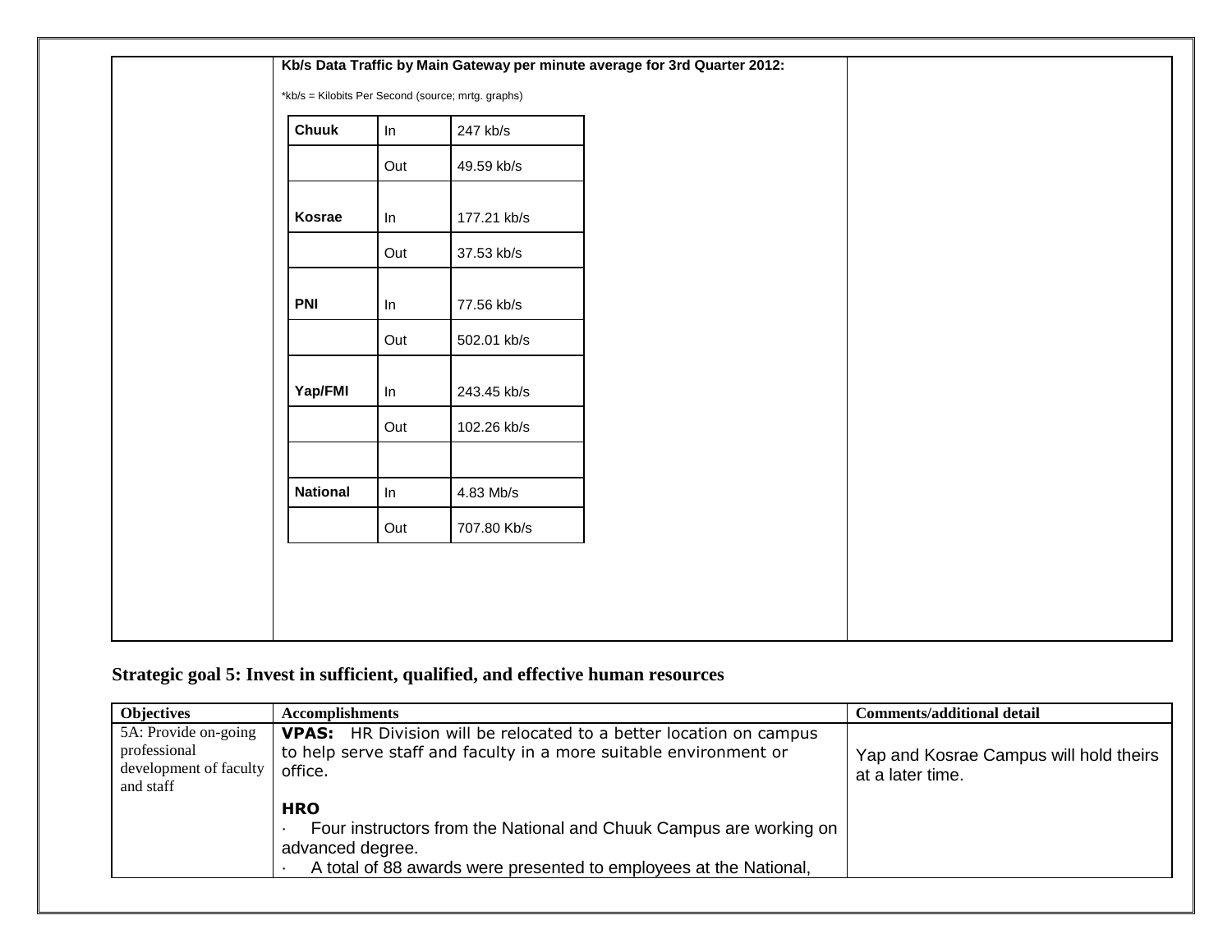**Kb/s Data Traffic by Main Gateway per minute average for 3rd Quarter 2012:**

*kb/s = Kilobits Per Second (source; mrtg. graphs)

| | | |
|---|---|---|
| **Chuuk** | In | 247 kb/s |
| | Out | 49.59 kb/s |
| **Kosrae** | In | 177.21 kb/s |
| | Out | 37.53 kb/s |
| **PNI** | In | 77.56 kb/s |
| | Out | 502.01 kb/s |
| **Yap/FMI** | In | 243.45 kb/s |
| | Out | 102.26 kb/s |
| | | |
| **National** | In | 4.83 Mb/s |
| | Out | 707.80 Kb/s |

## Strategic goal 5: Invest in sufficient, qualified, and effective human resources

| Objectives | Accomplishments | Comments/additional detail |
|---|---|---|
| 5A: Provide on-going professional development of faculty and staff | **VPAS:** HR Division will be relocated to a better location on campus to help serve staff and faculty in a more suitable environment or office.<br><br>**HRO**<br>· Four instructors from the National and Chuuk Campus are working on advanced degree.<br>· A total of 88 awards were presented to employees at the National, | Yap and Kosrae Campus will hold theirs at a later time. |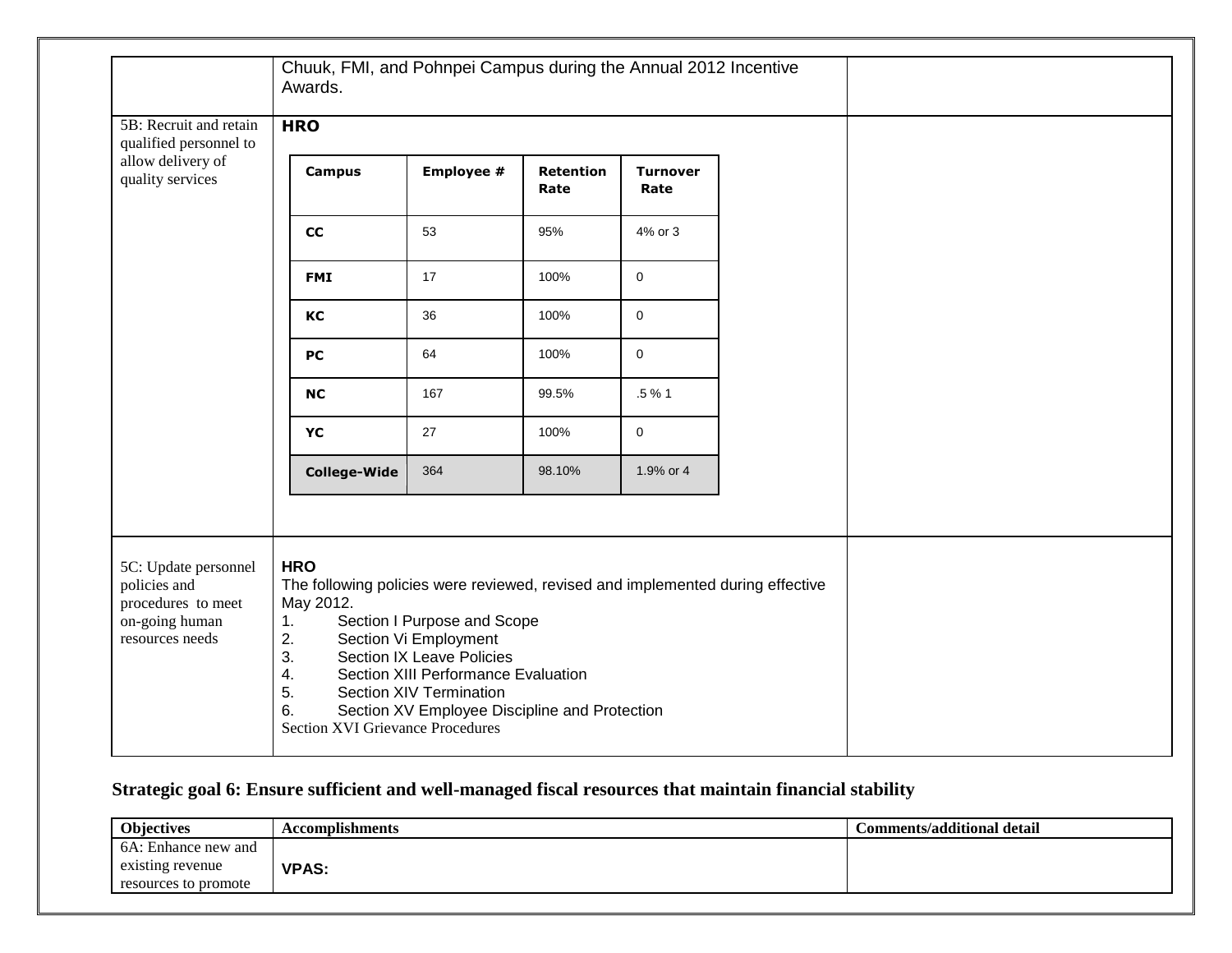| | | |
|---|---|---|
| | Chuuk, FMI, and Pohnpei Campus during the Annual 2012 Incentive Awards. | |
| 5B: Recruit and retain qualified personnel to allow delivery of quality services | **HRO**<br><br>**Campus** / **Employee #** / **Retention Rate** / **Turnover Rate**<br>**CC** / 53 / 95% / 4% or 3<br>**FMI** / 17 / 100% / 0<br>**KC** / 36 / 100% / 0<br>**PC** / 64 / 100% / 0<br>**NC** / 167 / 99.5% / .5 % 1<br>**YC** / 27 / 100% / 0<br>**College-Wide** / 364 / 98.10% / 1.9% or 4 | |
| 5C: Update personnel policies and procedures to meet on-going human resources needs | **HRO**<br>The following policies were reviewed, revised and implemented during effective May 2012.<br>1. Section I Purpose and Scope<br>2. Section Vi Employment<br>3. Section IX Leave Policies<br>4. Section XIII Performance Evaluation<br>5. Section XIV Termination<br>6. Section XV Employee Discipline and Protection<br>Section XVI Grievance Procedures | |

**HRO table (5B):**

| Campus | Employee # | Retention Rate | Turnover Rate |
|---|---|---|---|
| **CC** | 53 | 95% | 4% or 3 |
| **FMI** | 17 | 100% | 0 |
| **KC** | 36 | 100% | 0 |
| **PC** | 64 | 100% | 0 |
| **NC** | 167 | 99.5% | .5 % 1 |
| **YC** | 27 | 100% | 0 |
| **College-Wide** | 364 | 98.10% | 1.9% or 4 |

## Strategic goal 6: Ensure sufficient and well-managed fiscal resources that maintain financial stability

| Objectives | Accomplishments | Comments/additional detail |
|---|---|---|
| 6A: Enhance new and existing revenue resources to promote | **VPAS:** | |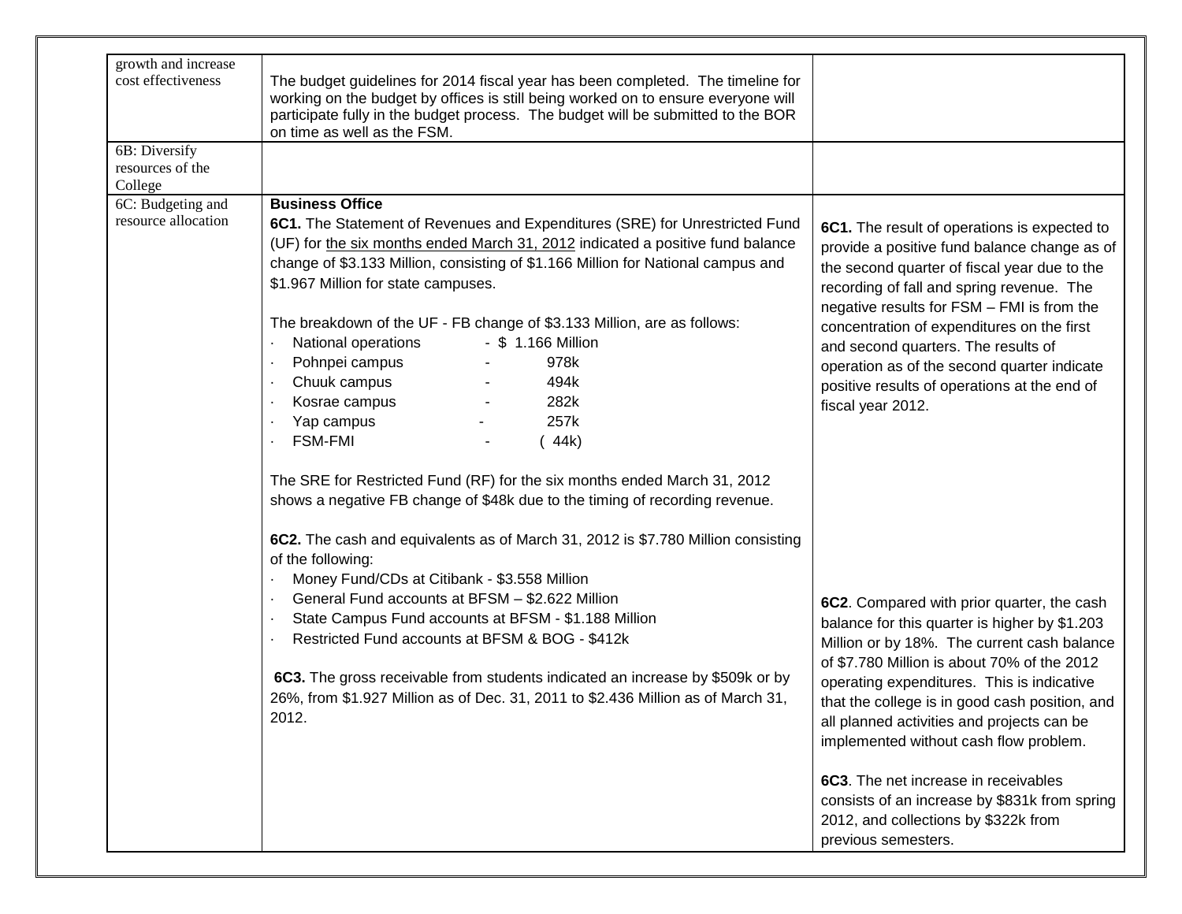| | | |
|---|---|---|
| growth and increase cost effectiveness | The budget guidelines for 2014 fiscal year has been completed. The timeline for working on the budget by offices is still being worked on to ensure everyone will participate fully in the budget process. The budget will be submitted to the BOR on time as well as the FSM. | |
| 6B: Diversify resources of the College | | |
| 6C: Budgeting and resource allocation | **Business Office**<br>**6C1.** The Statement of Revenues and Expenditures (SRE) for Unrestricted Fund (UF) for the six months ended March 31, 2012 indicated a positive fund balance change of $3.133 Million, consisting of $1.166 Million for National campus and $1.967 Million for state campuses.<br><br>The breakdown of the UF - FB change of $3.133 Million, are as follows:<br>· National operations - $ 1.166 Million<br>· Pohnpei campus - 978k<br>· Chuuk campus - 494k<br>· Kosrae campus - 282k<br>· Yap campus - 257k<br>· FSM-FMI - ( 44k)<br><br>The SRE for Restricted Fund (RF) for the six months ended March 31, 2012 shows a negative FB change of $48k due to the timing of recording revenue.<br><br>**6C2.** The cash and equivalents as of March 31, 2012 is $7.780 Million consisting of the following:<br>· Money Fund/CDs at Citibank - $3.558 Million<br>· General Fund accounts at BFSM – $2.622 Million<br>· State Campus Fund accounts at BFSM - $1.188 Million<br>· Restricted Fund accounts at BFSM & BOG - $412k<br><br>**6C3.** The gross receivable from students indicated an increase by $509k or by 26%, from $1.927 Million as of Dec. 31, 2011 to $2.436 Million as of March 31, 2012. | **6C1.** The result of operations is expected to provide a positive fund balance change as of the second quarter of fiscal year due to the recording of fall and spring revenue. The negative results for FSM – FMI is from the concentration of expenditures on the first and second quarters. The results of operation as of the second quarter indicate positive results of operations at the end of fiscal year 2012.<br><br>**6C2**. Compared with prior quarter, the cash balance for this quarter is higher by $1.203 Million or by 18%. The current cash balance of $7.780 Million is about 70% of the 2012 operating expenditures. This is indicative that the college is in good cash position, and all planned activities and projects can be implemented without cash flow problem.<br><br>**6C3**. The net increase in receivables consists of an increase by $831k from spring 2012, and collections by $322k from previous semesters. |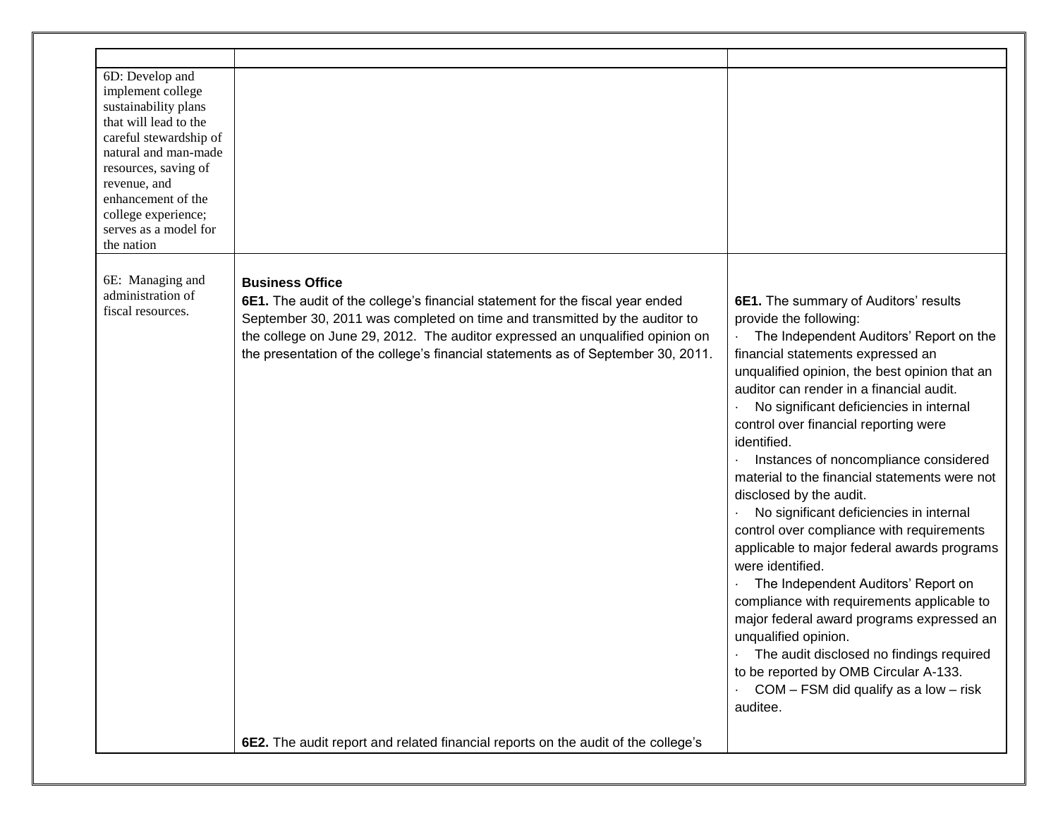| | | |
|---|---|---|
| 6D: Develop and implement college sustainability plans that will lead to the careful stewardship of natural and man-made resources, saving of revenue, and enhancement of the college experience; serves as a model for the nation | | |
| 6E: Managing and administration of fiscal resources. | **Business Office**<br>**6E1.** The audit of the college's financial statement for the fiscal year ended September 30, 2011 was completed on time and transmitted by the auditor to the college on June 29, 2012. The auditor expressed an unqualified opinion on the presentation of the college's financial statements as of September 30, 2011.<br><br>**6E2.** The audit report and related financial reports on the audit of the college's | **6E1.** The summary of Auditors' results provide the following:<br>· The Independent Auditors' Report on the financial statements expressed an unqualified opinion, the best opinion that an auditor can render in a financial audit.<br>· No significant deficiencies in internal control over financial reporting were identified.<br>· Instances of noncompliance considered material to the financial statements were not disclosed by the audit.<br>· No significant deficiencies in internal control over compliance with requirements applicable to major federal awards programs were identified.<br>· The Independent Auditors' Report on compliance with requirements applicable to major federal award programs expressed an unqualified opinion.<br>· The audit disclosed no findings required to be reported by OMB Circular A-133.<br>· COM – FSM did qualify as a low – risk auditee. |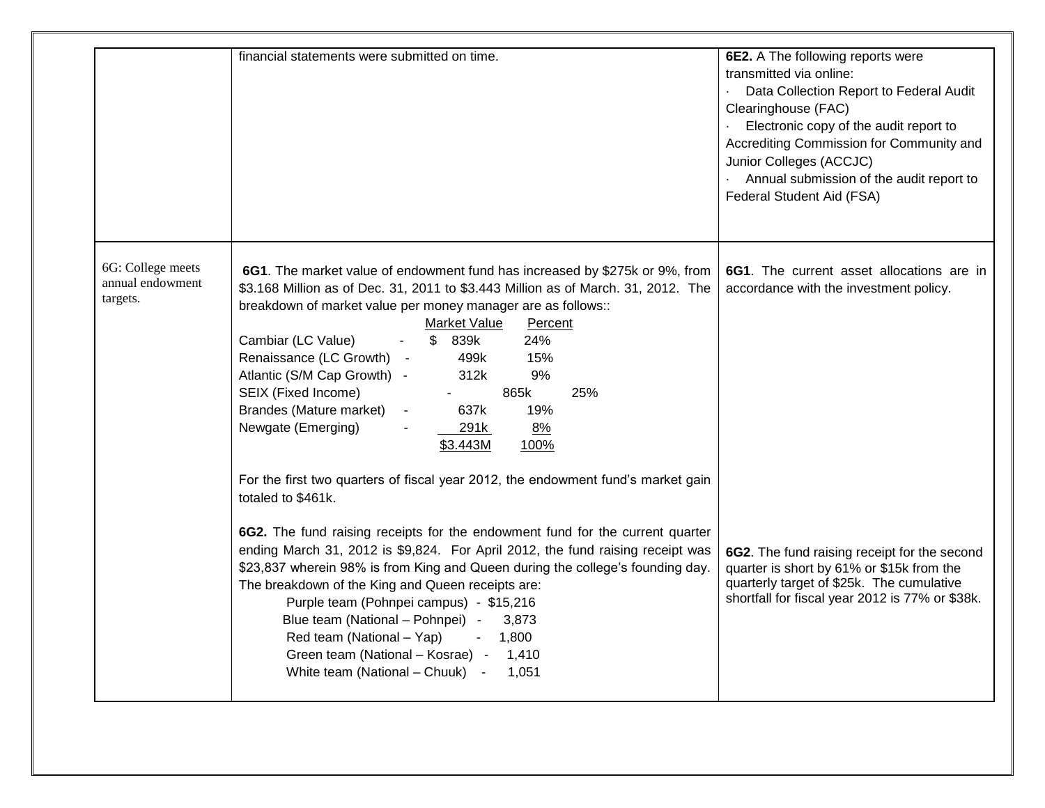|  |  |  |
|---|---|---|
|  | financial statements were submitted on time. | **6E2.** A The following reports were transmitted via online:<br>· Data Collection Report to Federal Audit Clearinghouse (FAC)<br>· Electronic copy of the audit report to Accrediting Commission for Community and Junior Colleges (ACCJC)<br>· Annual submission of the audit report to Federal Student Aid (FSA) |
| 6G: College meets annual endowment targets. | **6G1**. The market value of endowment fund has increased by $275k or 9%, from $3.168 Million as of Dec. 31, 2011 to $3.443 Million as of March. 31, 2012. The breakdown of market value per money manager are as follows::<br><br>Market Value / Percent<br>Cambiar (LC Value) - $ 839k / 24%<br>Renaissance (LC Growth) - 499k / 15%<br>Atlantic (S/M Cap Growth) - 312k / 9%<br>SEIX (Fixed Income) - 865k / 25%<br>Brandes (Mature market) - 637k / 19%<br>Newgate (Emerging) - 291k / 8%<br>$3.443M / 100%<br><br>For the first two quarters of fiscal year 2012, the endowment fund's market gain totaled to $461k.<br><br>**6G2.** The fund raising receipts for the endowment fund for the current quarter ending March 31, 2012 is $9,824. For April 2012, the fund raising receipt was $23,837 wherein 98% is from King and Queen during the college's founding day. The breakdown of the King and Queen receipts are:<br>Purple team (Pohnpei campus) - $15,216<br>Blue team (National – Pohnpei) - 3,873<br>Red team (National – Yap) - 1,800<br>Green team (National – Kosrae) - 1,410<br>White team (National – Chuuk) - 1,051 | **6G1**. The current asset allocations are in accordance with the investment policy.<br><br>**6G2**. The fund raising receipt for the second quarter is short by 61% or $15k from the quarterly target of $25k. The cumulative shortfall for fiscal year 2012 is 77% or $38k. |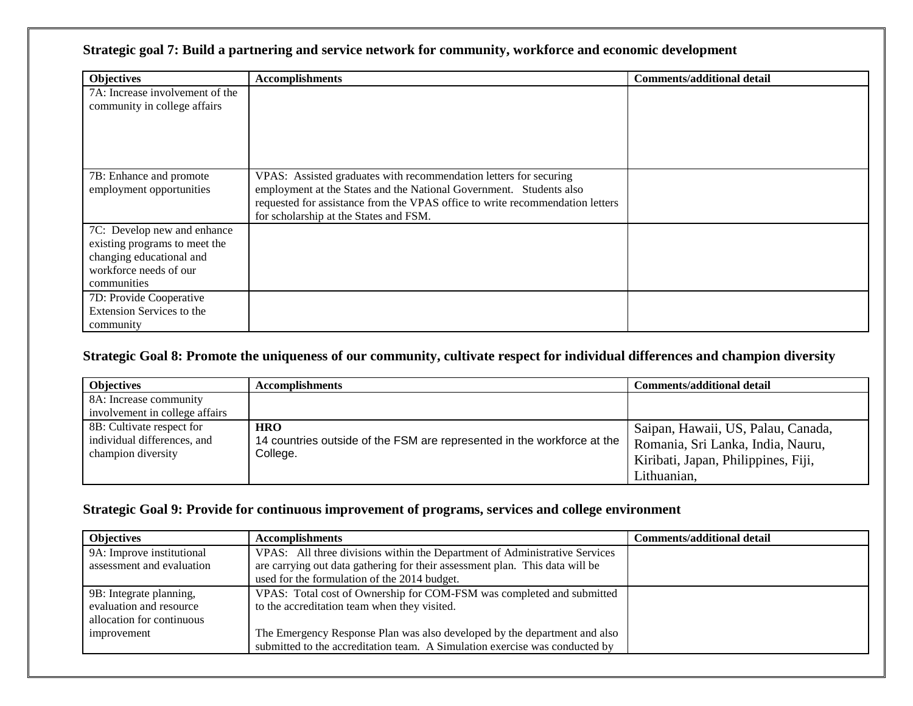### Strategic goal 7: Build a partnering and service network for community, workforce and economic development

| Objectives | Accomplishments | Comments/additional detail |
|---|---|---|
| 7A: Increase involvement of the community in college affairs | | |
| 7B: Enhance and promote employment opportunities | VPAS: Assisted graduates with recommendation letters for securing employment at the States and the National Government. Students also requested for assistance from the VPAS office to write recommendation letters for scholarship at the States and FSM. | |
| 7C: Develop new and enhance existing programs to meet the changing educational and workforce needs of our communities | | |
| 7D: Provide Cooperative Extension Services to the community | | |

### Strategic Goal 8: Promote the uniqueness of our community, cultivate respect for individual differences and champion diversity

| Objectives | Accomplishments | Comments/additional detail |
|---|---|---|
| 8A: Increase community involvement in college affairs | | |
| 8B: Cultivate respect for individual differences, and champion diversity | **HRO** 14 countries outside of the FSM are represented in the workforce at the College. | Saipan, Hawaii, US, Palau, Canada, Romania, Sri Lanka, India, Nauru, Kiribati, Japan, Philippines, Fiji, Lithuanian, |

### Strategic Goal 9: Provide for continuous improvement of programs, services and college environment

| Objectives | Accomplishments | Comments/additional detail |
|---|---|---|
| 9A: Improve institutional assessment and evaluation | VPAS: All three divisions within the Department of Administrative Services are carrying out data gathering for their assessment plan. This data will be used for the formulation of the 2014 budget. | |
| 9B: Integrate planning, evaluation and resource allocation for continuous improvement | VPAS: Total cost of Ownership for COM-FSM was completed and submitted to the accreditation team when they visited.<br><br>The Emergency Response Plan was also developed by the department and also submitted to the accreditation team. A Simulation exercise was conducted by | |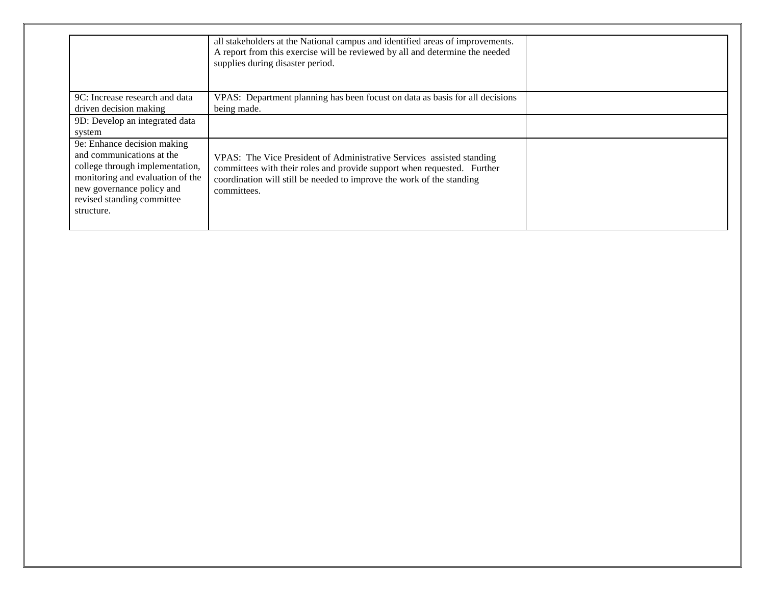| | | |
|---|---|---|
| | all stakeholders at the National campus and identified areas of improvements. A report from this exercise will be reviewed by all and determine the needed supplies during disaster period. | |
| 9C: Increase research and data driven decision making | VPAS: Department planning has been focust on data as basis for all decisions being made. | |
| 9D: Develop an integrated data system | | |
| 9e: Enhance decision making and communications at the college through implementation, monitoring and evaluation of the new governance policy and revised standing committee structure. | VPAS: The Vice President of Administrative Services assisted standing committees with their roles and provide support when requested. Further coordination will still be needed to improve the work of the standing committees. | |